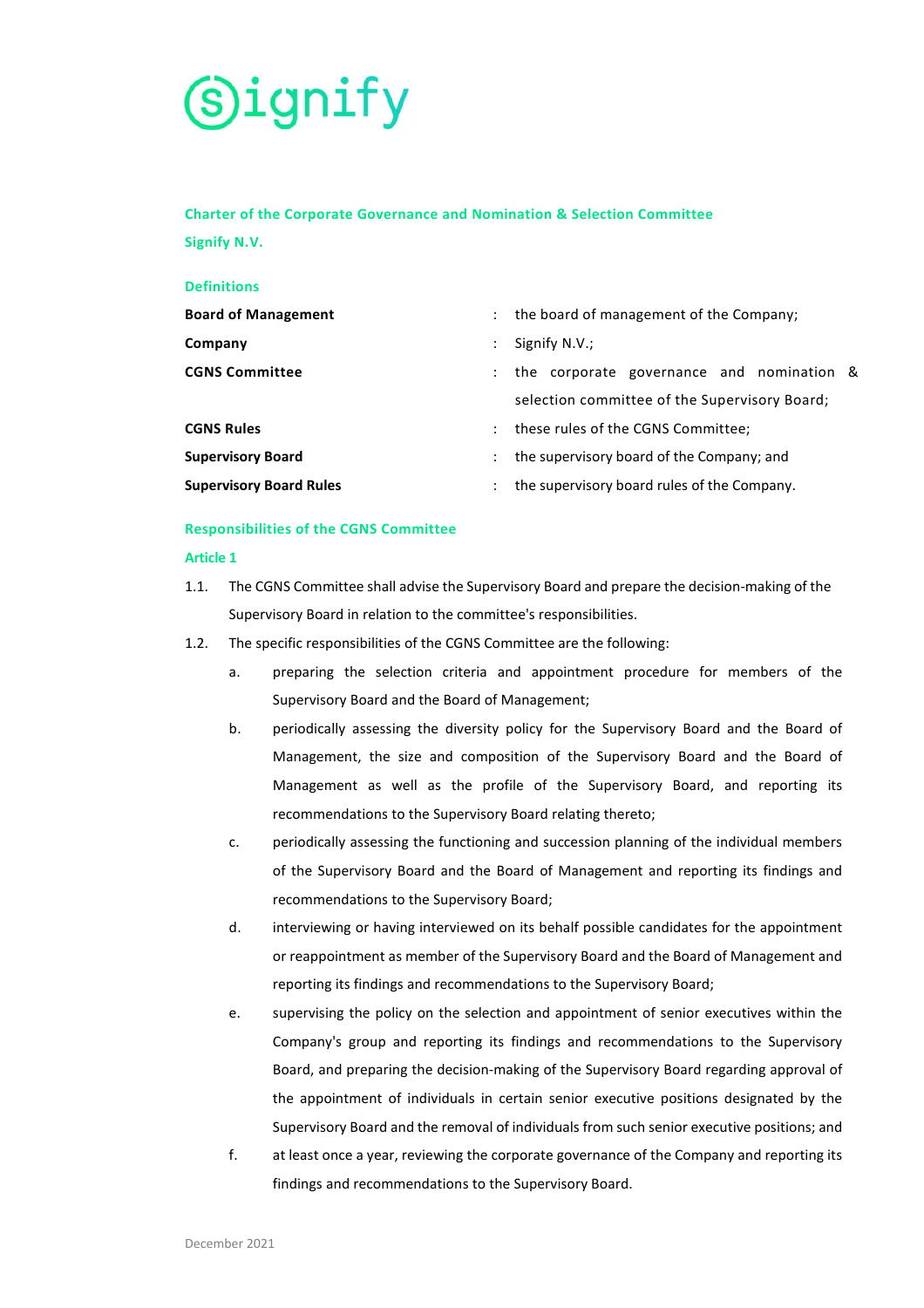Signify

## Charter of the Corporate Governance and Nomination & Selection Committee

## Signify N.V.

### Definitions

| | | |
|---|---|---|
| **Board of Management** | : | the board of management of the Company; |
| **Company** | : | Signify N.V.; |
| **CGNS Committee** | : | the corporate governance and nomination & selection committee of the Supervisory Board; |
| **CGNS Rules** | : | these rules of the CGNS Committee; |
| **Supervisory Board** | : | the supervisory board of the Company; and |
| **Supervisory Board Rules** | : | the supervisory board rules of the Company. |

### Responsibilities of the CGNS Committee

### Article 1

1.1. The CGNS Committee shall advise the Supervisory Board and prepare the decision-making of the Supervisory Board in relation to the committee's responsibilities.

1.2. The specific responsibilities of the CGNS Committee are the following:

   a. preparing the selection criteria and appointment procedure for members of the Supervisory Board and the Board of Management;

   b. periodically assessing the diversity policy for the Supervisory Board and the Board of Management, the size and composition of the Supervisory Board and the Board of Management as well as the profile of the Supervisory Board, and reporting its recommendations to the Supervisory Board relating thereto;

   c. periodically assessing the functioning and succession planning of the individual members of the Supervisory Board and the Board of Management and reporting its findings and recommendations to the Supervisory Board;

   d. interviewing or having interviewed on its behalf possible candidates for the appointment or reappointment as member of the Supervisory Board and the Board of Management and reporting its findings and recommendations to the Supervisory Board;

   e. supervising the policy on the selection and appointment of senior executives within the Company's group and reporting its findings and recommendations to the Supervisory Board, and preparing the decision-making of the Supervisory Board regarding approval of the appointment of individuals in certain senior executive positions designated by the Supervisory Board and the removal of individuals from such senior executive positions; and

   f. at least once a year, reviewing the corporate governance of the Company and reporting its findings and recommendations to the Supervisory Board.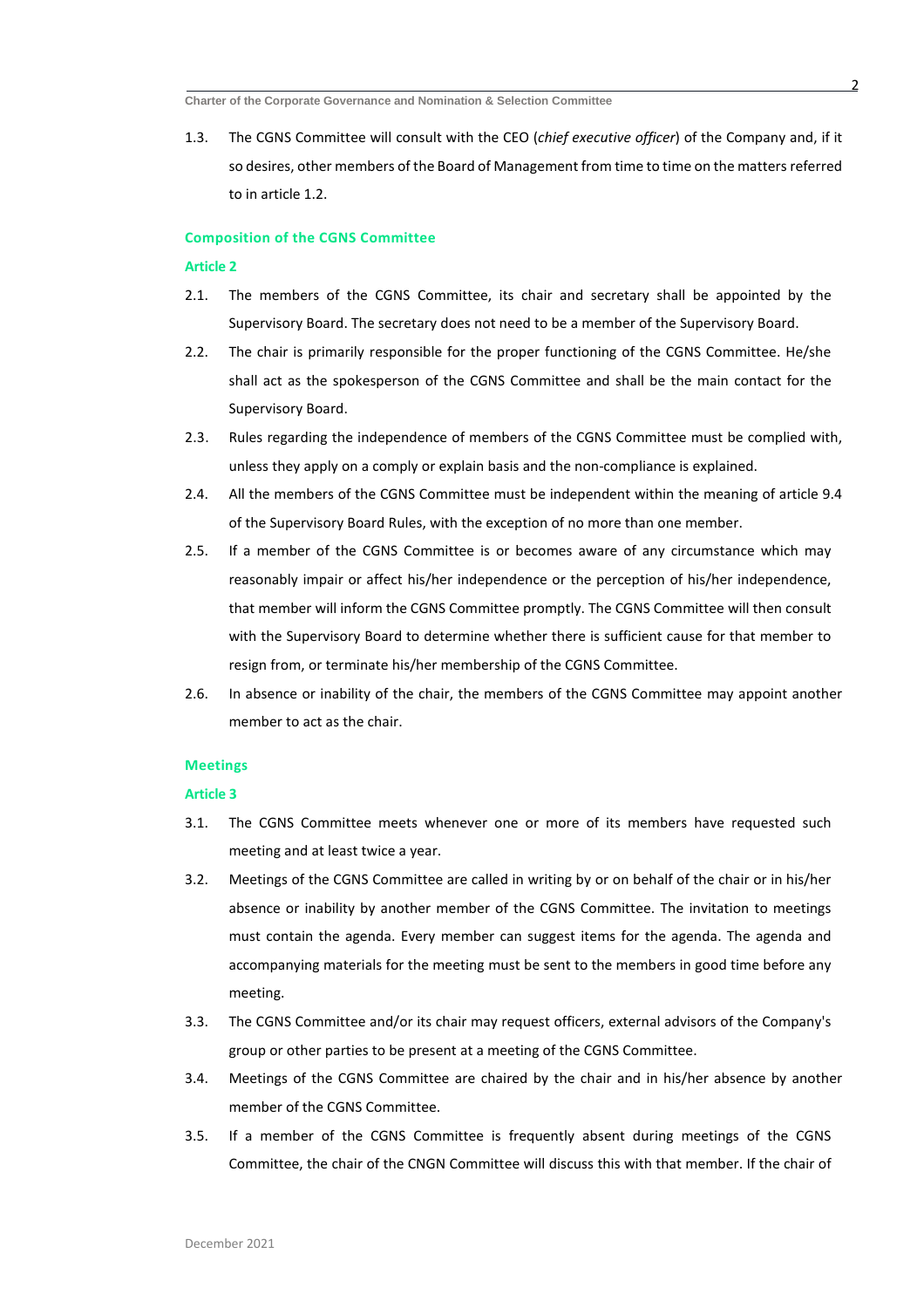1.3. The CGNS Committee will consult with the CEO (*chief executive officer*) of the Company and, if it so desires, other members of the Board of Management from time to time on the matters referred to in article 1.2.

## Composition of the CGNS Committee

### Article 2

2.1. The members of the CGNS Committee, its chair and secretary shall be appointed by the Supervisory Board. The secretary does not need to be a member of the Supervisory Board.

2.2. The chair is primarily responsible for the proper functioning of the CGNS Committee. He/she shall act as the spokesperson of the CGNS Committee and shall be the main contact for the Supervisory Board.

2.3. Rules regarding the independence of members of the CGNS Committee must be complied with, unless they apply on a comply or explain basis and the non-compliance is explained.

2.4. All the members of the CGNS Committee must be independent within the meaning of article 9.4 of the Supervisory Board Rules, with the exception of no more than one member.

2.5. If a member of the CGNS Committee is or becomes aware of any circumstance which may reasonably impair or affect his/her independence or the perception of his/her independence, that member will inform the CGNS Committee promptly. The CGNS Committee will then consult with the Supervisory Board to determine whether there is sufficient cause for that member to resign from, or terminate his/her membership of the CGNS Committee.

2.6. In absence or inability of the chair, the members of the CGNS Committee may appoint another member to act as the chair.

## Meetings

### Article 3

3.1. The CGNS Committee meets whenever one or more of its members have requested such meeting and at least twice a year.

3.2. Meetings of the CGNS Committee are called in writing by or on behalf of the chair or in his/her absence or inability by another member of the CGNS Committee. The invitation to meetings must contain the agenda. Every member can suggest items for the agenda. The agenda and accompanying materials for the meeting must be sent to the members in good time before any meeting.

3.3. The CGNS Committee and/or its chair may request officers, external advisors of the Company's group or other parties to be present at a meeting of the CGNS Committee.

3.4. Meetings of the CGNS Committee are chaired by the chair and in his/her absence by another member of the CGNS Committee.

3.5. If a member of the CGNS Committee is frequently absent during meetings of the CGNS Committee, the chair of the CNGN Committee will discuss this with that member. If the chair of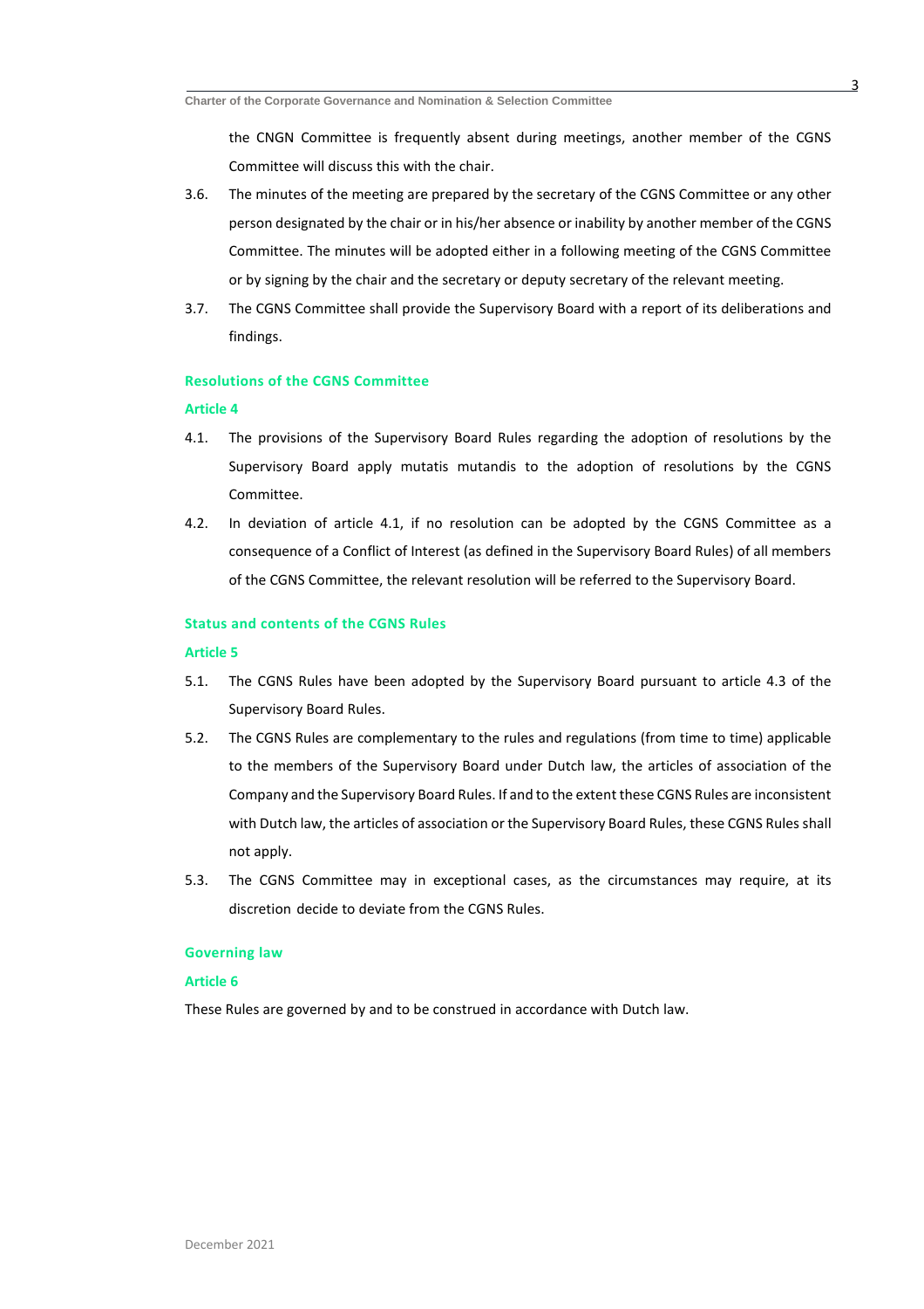the CNGN Committee is frequently absent during meetings, another member of the CGNS Committee will discuss this with the chair.

3.6. The minutes of the meeting are prepared by the secretary of the CGNS Committee or any other person designated by the chair or in his/her absence or inability by another member of the CGNS Committee. The minutes will be adopted either in a following meeting of the CGNS Committee or by signing by the chair and the secretary or deputy secretary of the relevant meeting.

3.7. The CGNS Committee shall provide the Supervisory Board with a report of its deliberations and findings.

### Resolutions of the CGNS Committee

### Article 4

4.1. The provisions of the Supervisory Board Rules regarding the adoption of resolutions by the Supervisory Board apply mutatis mutandis to the adoption of resolutions by the CGNS Committee.

4.2. In deviation of article 4.1, if no resolution can be adopted by the CGNS Committee as a consequence of a Conflict of Interest (as defined in the Supervisory Board Rules) of all members of the CGNS Committee, the relevant resolution will be referred to the Supervisory Board.

### Status and contents of the CGNS Rules

### Article 5

5.1. The CGNS Rules have been adopted by the Supervisory Board pursuant to article 4.3 of the Supervisory Board Rules.

5.2. The CGNS Rules are complementary to the rules and regulations (from time to time) applicable to the members of the Supervisory Board under Dutch law, the articles of association of the Company and the Supervisory Board Rules. If and to the extent these CGNS Rules are inconsistent with Dutch law, the articles of association or the Supervisory Board Rules, these CGNS Rules shall not apply.

5.3. The CGNS Committee may in exceptional cases, as the circumstances may require, at its discretion decide to deviate from the CGNS Rules.

### Governing law

### Article 6

These Rules are governed by and to be construed in accordance with Dutch law.